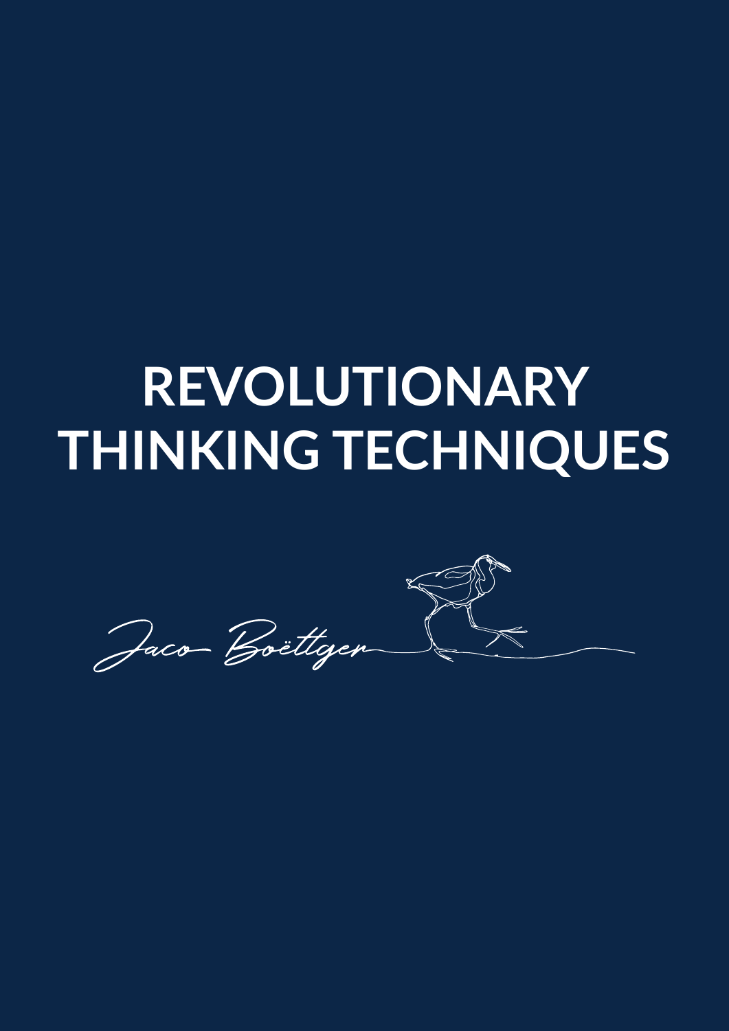# REVOLUTIONARY THINKING TECHNIQUES

Jaco Boëttger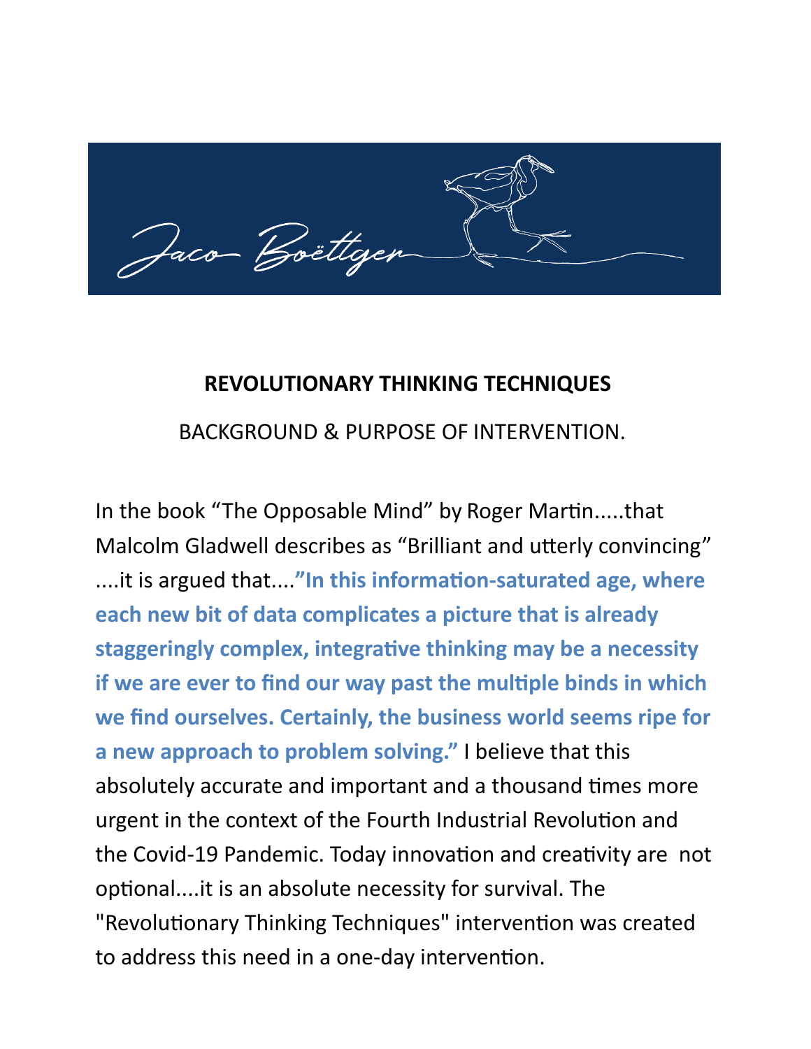## REVOLUTIONARY THINKING TECHNIQUES

BACKGROUND & PURPOSE OF INTERVENTION.

In the book “The Opposable Mind” by Roger Martin.....that Malcolm Gladwell describes as “Brilliant and utterly convincing” ....it is argued that....**”In this information-saturated age, where each new bit of data complicates a picture that is already staggeringly complex, integrative thinking may be a necessity if we are ever to find our way past the multiple binds in which we find ourselves. Certainly, the business world seems ripe for a new approach to problem solving.”** I believe that this absolutely accurate and important and a thousand times more urgent in the context of the Fourth Industrial Revolution and the Covid-19 Pandemic. Today innovation and creativity are not optional....it is an absolute necessity for survival. The "Revolutionary Thinking Techniques" intervention was created to address this need in a one-day intervention.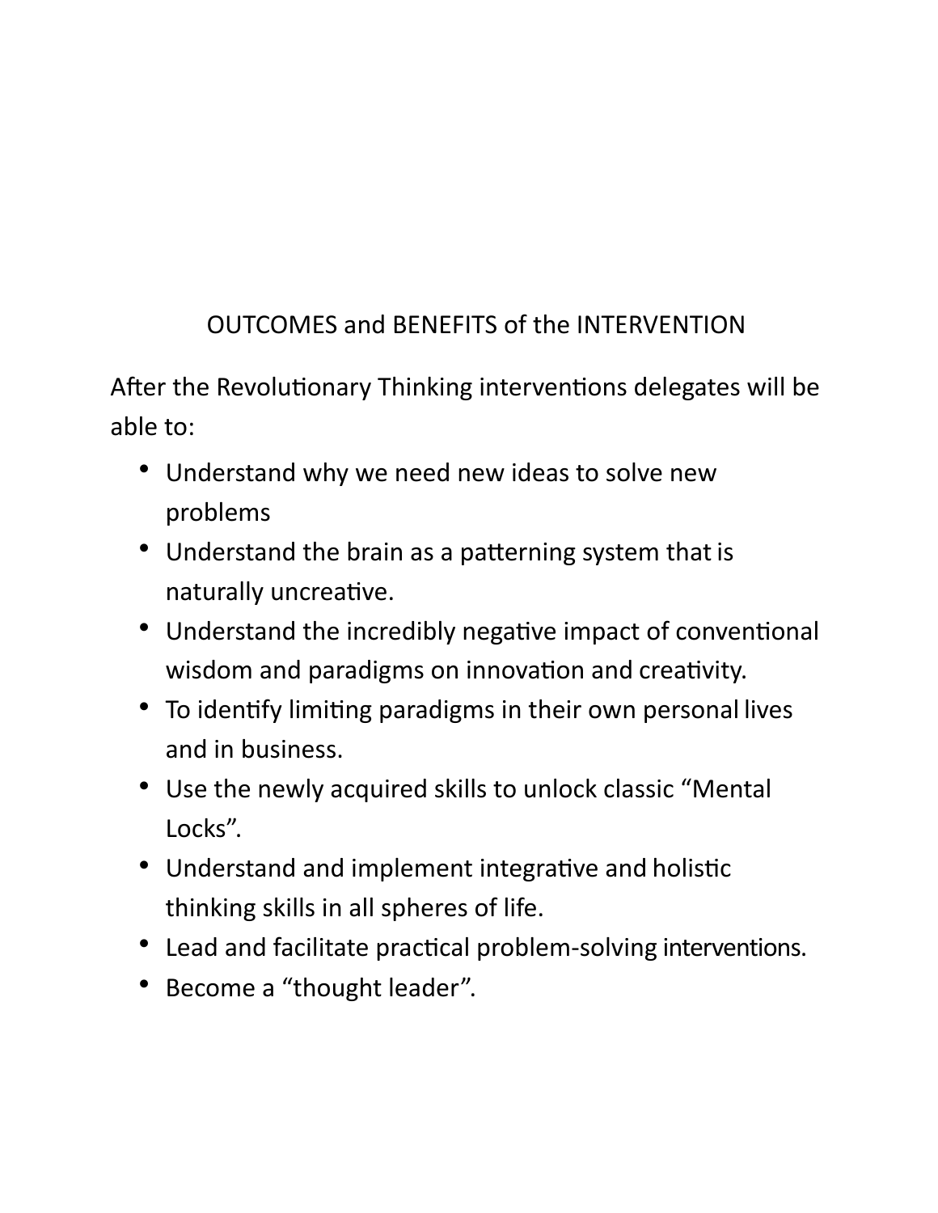## OUTCOMES and BENEFITS of the INTERVENTION

After the Revolutionary Thinking interventions delegates will be able to:

- Understand why we need new ideas to solve new problems
- Understand the brain as a patterning system that is naturally uncreative.
- Understand the incredibly negative impact of conventional wisdom and paradigms on innovation and creativity.
- To identify limiting paradigms in their own personal lives and in business.
- Use the newly acquired skills to unlock classic "Mental Locks".
- Understand and implement integrative and holistic thinking skills in all spheres of life.
- Lead and facilitate practical problem-solving interventions.
- Become a "thought leader".